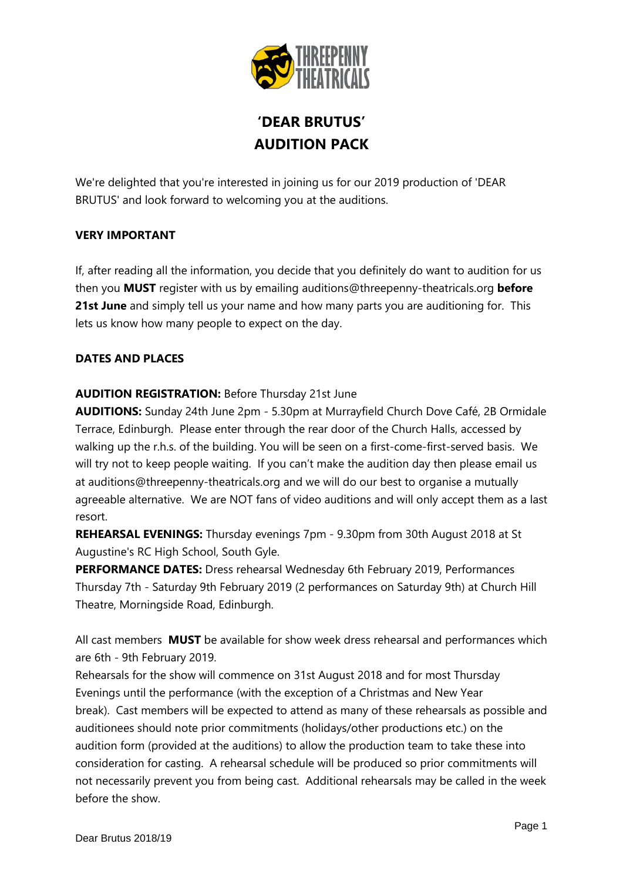# 'DEAR BRUTUS'
# AUDITION PACK

We're delighted that you're interested in joining us for our 2019 production of 'DEAR BRUTUS' and look forward to welcoming you at the auditions.

**VERY IMPORTANT**

If, after reading all the information, you decide that you definitely do want to audition for us then you **MUST** register with us by emailing auditions@threepenny-theatricals.org **before 21st June** and simply tell us your name and how many parts you are auditioning for. This lets us know how many people to expect on the day.

**DATES AND PLACES**

**AUDITION REGISTRATION:** Before Thursday 21st June

**AUDITIONS:** Sunday 24th June 2pm - 5.30pm at Murrayfield Church Dove Café, 2B Ormidale Terrace, Edinburgh. Please enter through the rear door of the Church Halls, accessed by walking up the r.h.s. of the building. You will be seen on a first-come-first-served basis. We will try not to keep people waiting. If you can't make the audition day then please email us at auditions@threepenny-theatricals.org and we will do our best to organise a mutually agreeable alternative. We are NOT fans of video auditions and will only accept them as a last resort.

**REHEARSAL EVENINGS:** Thursday evenings 7pm - 9.30pm from 30th August 2018 at St Augustine's RC High School, South Gyle.

**PERFORMANCE DATES:** Dress rehearsal Wednesday 6th February 2019, Performances Thursday 7th - Saturday 9th February 2019 (2 performances on Saturday 9th) at Church Hill Theatre, Morningside Road, Edinburgh.

All cast members **MUST** be available for show week dress rehearsal and performances which are 6th - 9th February 2019.

Rehearsals for the show will commence on 31st August 2018 and for most Thursday Evenings until the performance (with the exception of a Christmas and New Year break). Cast members will be expected to attend as many of these rehearsals as possible and auditionees should note prior commitments (holidays/other productions etc.) on the audition form (provided at the auditions) to allow the production team to take these into consideration for casting. A rehearsal schedule will be produced so prior commitments will not necessarily prevent you from being cast. Additional rehearsals may be called in the week before the show.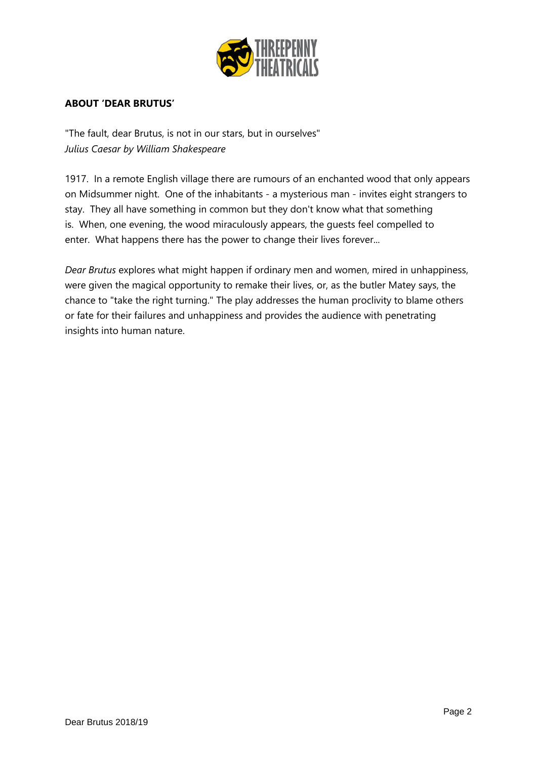## ABOUT 'DEAR BRUTUS'

"The fault, dear Brutus, is not in our stars, but in ourselves"
*Julius Caesar by William Shakespeare*

1917. In a remote English village there are rumours of an enchanted wood that only appears on Midsummer night. One of the inhabitants - a mysterious man - invites eight strangers to stay. They all have something in common but they don't know what that something is. When, one evening, the wood miraculously appears, the guests feel compelled to enter. What happens there has the power to change their lives forever...

*Dear Brutus* explores what might happen if ordinary men and women, mired in unhappiness, were given the magical opportunity to remake their lives, or, as the butler Matey says, the chance to "take the right turning." The play addresses the human proclivity to blame others or fate for their failures and unhappiness and provides the audience with penetrating insights into human nature.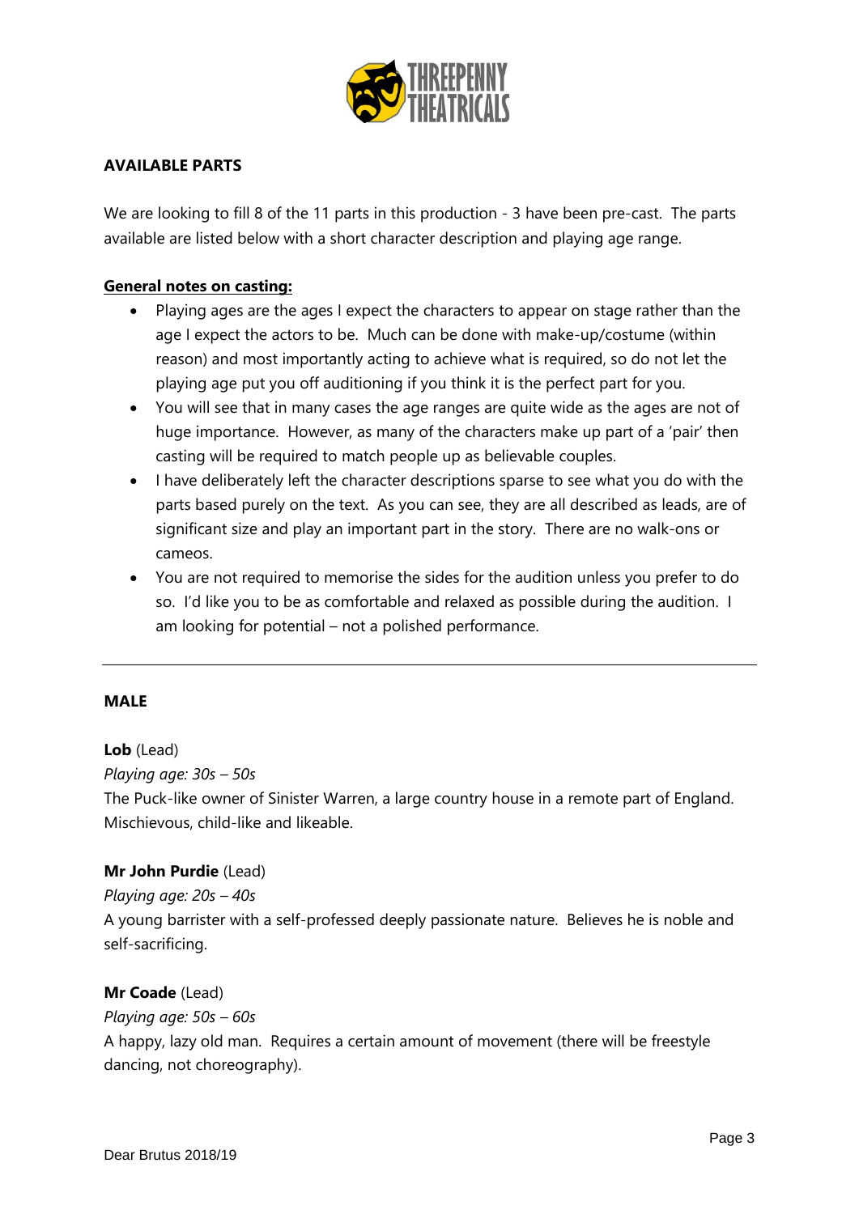## AVAILABLE PARTS

We are looking to fill 8 of the 11 parts in this production - 3 have been pre-cast. The parts available are listed below with a short character description and playing age range.

**General notes on casting:**

- Playing ages are the ages I expect the characters to appear on stage rather than the age I expect the actors to be. Much can be done with make-up/costume (within reason) and most importantly acting to achieve what is required, so do not let the playing age put you off auditioning if you think it is the perfect part for you.
- You will see that in many cases the age ranges are quite wide as the ages are not of huge importance. However, as many of the characters make up part of a 'pair' then casting will be required to match people up as believable couples.
- I have deliberately left the character descriptions sparse to see what you do with the parts based purely on the text. As you can see, they are all described as leads, are of significant size and play an important part in the story. There are no walk-ons or cameos.
- You are not required to memorise the sides for the audition unless you prefer to do so. I'd like you to be as comfortable and relaxed as possible during the audition. I am looking for potential – not a polished performance.

---

### MALE

**Lob** (Lead)
*Playing age: 30s – 50s*
The Puck-like owner of Sinister Warren, a large country house in a remote part of England. Mischievous, child-like and likeable.

**Mr John Purdie** (Lead)
*Playing age: 20s – 40s*
A young barrister with a self-professed deeply passionate nature. Believes he is noble and self-sacrificing.

**Mr Coade** (Lead)
*Playing age: 50s – 60s*
A happy, lazy old man. Requires a certain amount of movement (there will be freestyle dancing, not choreography).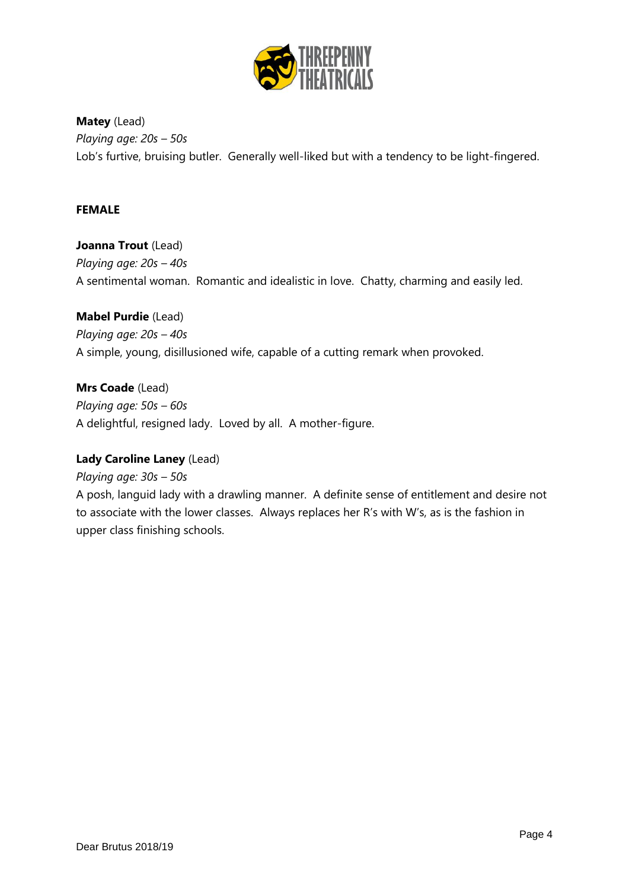**Matey** (Lead)
*Playing age: 20s – 50s*
Lob's furtive, bruising butler. Generally well-liked but with a tendency to be light-fingered.

**FEMALE**

**Joanna Trout** (Lead)
*Playing age: 20s – 40s*
A sentimental woman. Romantic and idealistic in love. Chatty, charming and easily led.

**Mabel Purdie** (Lead)
*Playing age: 20s – 40s*
A simple, young, disillusioned wife, capable of a cutting remark when provoked.

**Mrs Coade** (Lead)
*Playing age: 50s – 60s*
A delightful, resigned lady. Loved by all. A mother-figure.

**Lady Caroline Laney** (Lead)
*Playing age: 30s – 50s*
A posh, languid lady with a drawling manner. A definite sense of entitlement and desire not to associate with the lower classes. Always replaces her R's with W's, as is the fashion in upper class finishing schools.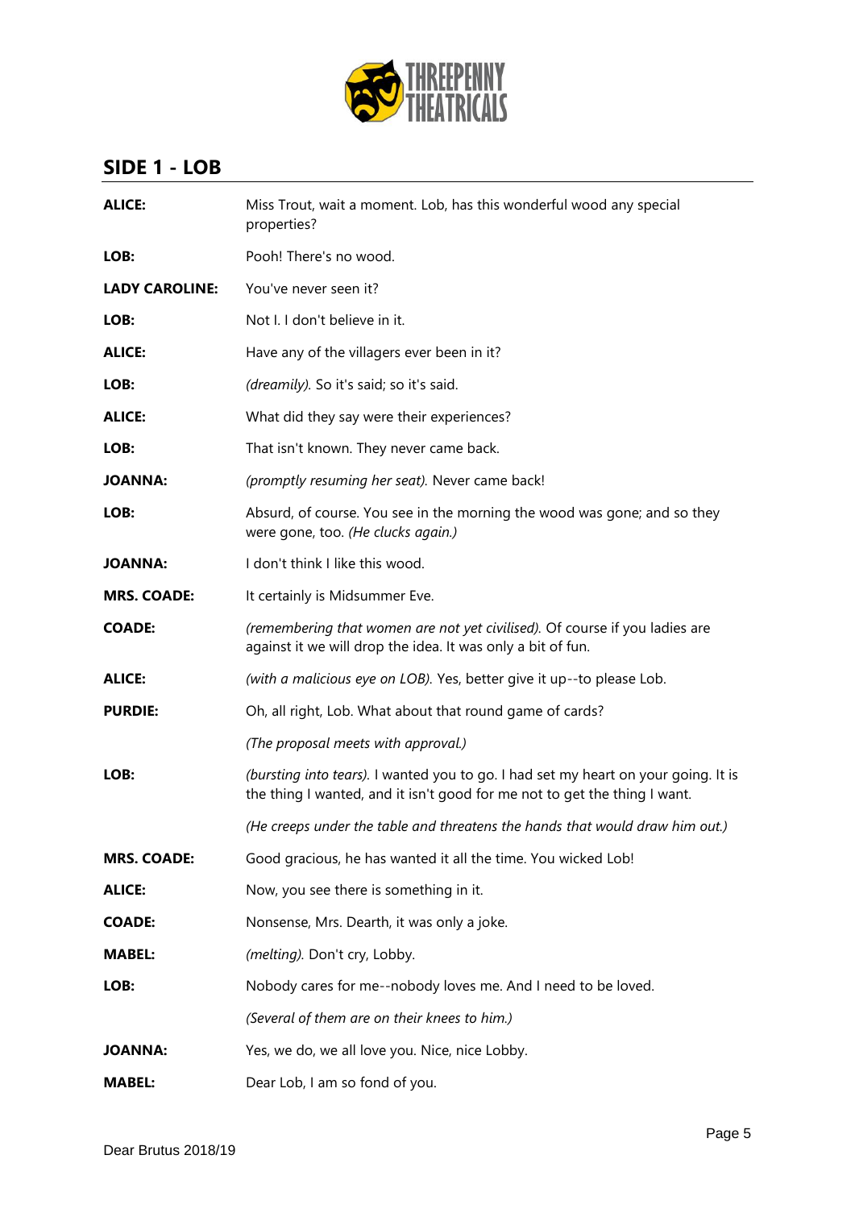## SIDE 1 - LOB

| | |
|---|---|
| **ALICE:** | Miss Trout, wait a moment. Lob, has this wonderful wood any special properties? |
| **LOB:** | Pooh! There's no wood. |
| **LADY CAROLINE:** | You've never seen it? |
| **LOB:** | Not I. I don't believe in it. |
| **ALICE:** | Have any of the villagers ever been in it? |
| **LOB:** | *(dreamily).* So it's said; so it's said. |
| **ALICE:** | What did they say were their experiences? |
| **LOB:** | That isn't known. They never came back. |
| **JOANNA:** | *(promptly resuming her seat).* Never came back! |
| **LOB:** | Absurd, of course. You see in the morning the wood was gone; and so they were gone, too. *(He clucks again.)* |
| **JOANNA:** | I don't think I like this wood. |
| **MRS. COADE:** | It certainly is Midsummer Eve. |
| **COADE:** | *(remembering that women are not yet civilised).* Of course if you ladies are against it we will drop the idea. It was only a bit of fun. |
| **ALICE:** | *(with a malicious eye on LOB).* Yes, better give it up--to please Lob. |
| **PURDIE:** | Oh, all right, Lob. What about that round game of cards? |
| | *(The proposal meets with approval.)* |
| **LOB:** | *(bursting into tears).* I wanted you to go. I had set my heart on your going. It is the thing I wanted, and it isn't good for me not to get the thing I want. |
| | *(He creeps under the table and threatens the hands that would draw him out.)* |
| **MRS. COADE:** | Good gracious, he has wanted it all the time. You wicked Lob! |
| **ALICE:** | Now, you see there is something in it. |
| **COADE:** | Nonsense, Mrs. Dearth, it was only a joke. |
| **MABEL:** | *(melting).* Don't cry, Lobby. |
| **LOB:** | Nobody cares for me--nobody loves me. And I need to be loved. |
| | *(Several of them are on their knees to him.)* |
| **JOANNA:** | Yes, we do, we all love you. Nice, nice Lobby. |
| **MABEL:** | Dear Lob, I am so fond of you. |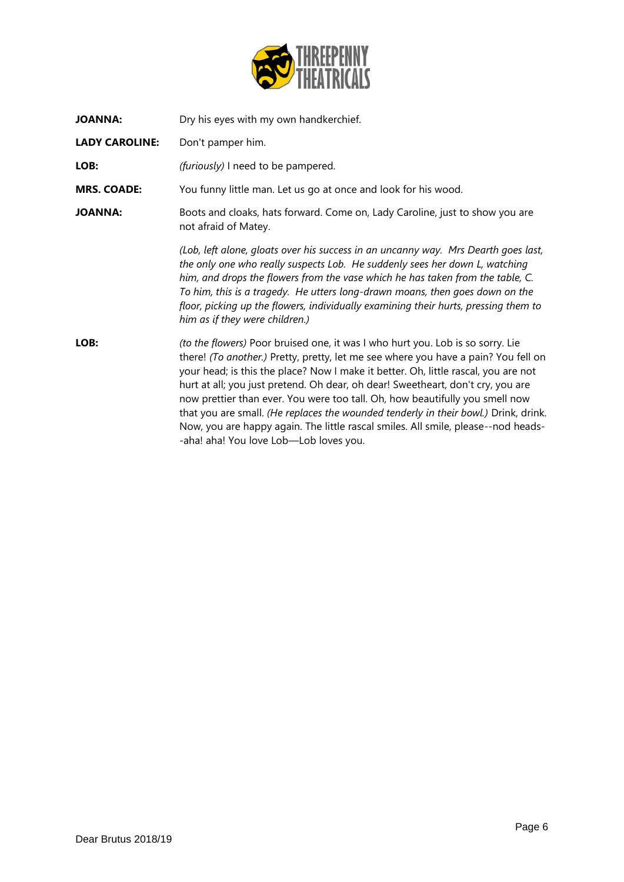**JOANNA:** Dry his eyes with my own handkerchief.

**LADY CAROLINE:** Don't pamper him.

**LOB:** *(furiously)* I need to be pampered.

**MRS. COADE:** You funny little man. Let us go at once and look for his wood.

**JOANNA:** Boots and cloaks, hats forward. Come on, Lady Caroline, just to show you are not afraid of Matey.

*(Lob, left alone, gloats over his success in an uncanny way. Mrs Dearth goes last, the only one who really suspects Lob. He suddenly sees her down L, watching him, and drops the flowers from the vase which he has taken from the table, C. To him, this is a tragedy. He utters long-drawn moans, then goes down on the floor, picking up the flowers, individually examining their hurts, pressing them to him as if they were children.)*

**LOB:** *(to the flowers)* Poor bruised one, it was I who hurt you. Lob is so sorry. Lie there! *(To another.)* Pretty, pretty, let me see where you have a pain? You fell on your head; is this the place? Now I make it better. Oh, little rascal, you are not hurt at all; you just pretend. Oh dear, oh dear! Sweetheart, don't cry, you are now prettier than ever. You were too tall. Oh, how beautifully you smell now that you are small. *(He replaces the wounded tenderly in their bowl.)* Drink, drink. Now, you are happy again. The little rascal smiles. All smile, please--nod heads--aha! aha! You love Lob—Lob loves you.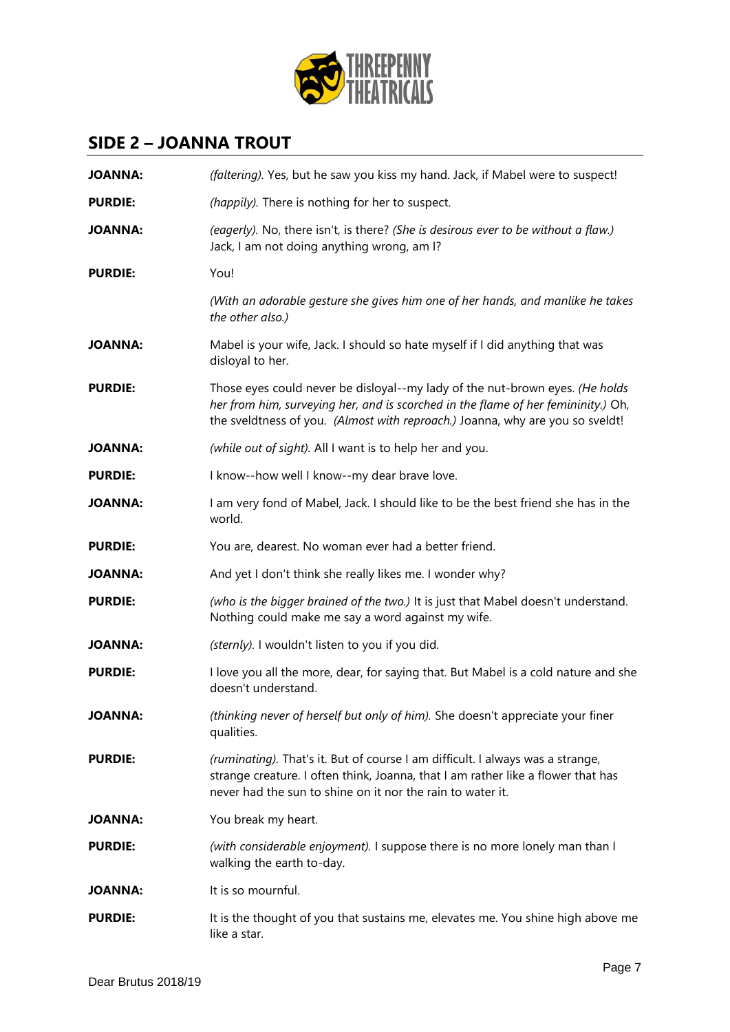## SIDE 2 – JOANNA TROUT

**JOANNA:** *(faltering).* Yes, but he saw you kiss my hand. Jack, if Mabel were to suspect!

**PURDIE:** *(happily).* There is nothing for her to suspect.

**JOANNA:** *(eagerly).* No, there isn't, is there? *(She is desirous ever to be without a flaw.)* Jack, I am not doing anything wrong, am I?

**PURDIE:** You!

*(With an adorable gesture she gives him one of her hands, and manlike he takes the other also.)*

**JOANNA:** Mabel is your wife, Jack. I should so hate myself if I did anything that was disloyal to her.

**PURDIE:** Those eyes could never be disloyal--my lady of the nut-brown eyes. *(He holds her from him, surveying her, and is scorched in the flame of her femininity.)* Oh, the sveldtness of you. *(Almost with reproach.)* Joanna, why are you so sveldt!

**JOANNA:** *(while out of sight).* All I want is to help her and you.

**PURDIE:** I know--how well I know--my dear brave love.

**JOANNA:** I am very fond of Mabel, Jack. I should like to be the best friend she has in the world.

**PURDIE:** You are, dearest. No woman ever had a better friend.

**JOANNA:** And yet I don't think she really likes me. I wonder why?

**PURDIE:** *(who is the bigger brained of the two.)* It is just that Mabel doesn't understand. Nothing could make me say a word against my wife.

**JOANNA:** *(sternly).* I wouldn't listen to you if you did.

**PURDIE:** I love you all the more, dear, for saying that. But Mabel is a cold nature and she doesn't understand.

**JOANNA:** *(thinking never of herself but only of him).* She doesn't appreciate your finer qualities.

**PURDIE:** *(ruminating).* That's it. But of course I am difficult. I always was a strange, strange creature. I often think, Joanna, that I am rather like a flower that has never had the sun to shine on it nor the rain to water it.

**JOANNA:** You break my heart.

**PURDIE:** *(with considerable enjoyment).* I suppose there is no more lonely man than I walking the earth to-day.

**JOANNA:** It is so mournful.

**PURDIE:** It is the thought of you that sustains me, elevates me. You shine high above me like a star.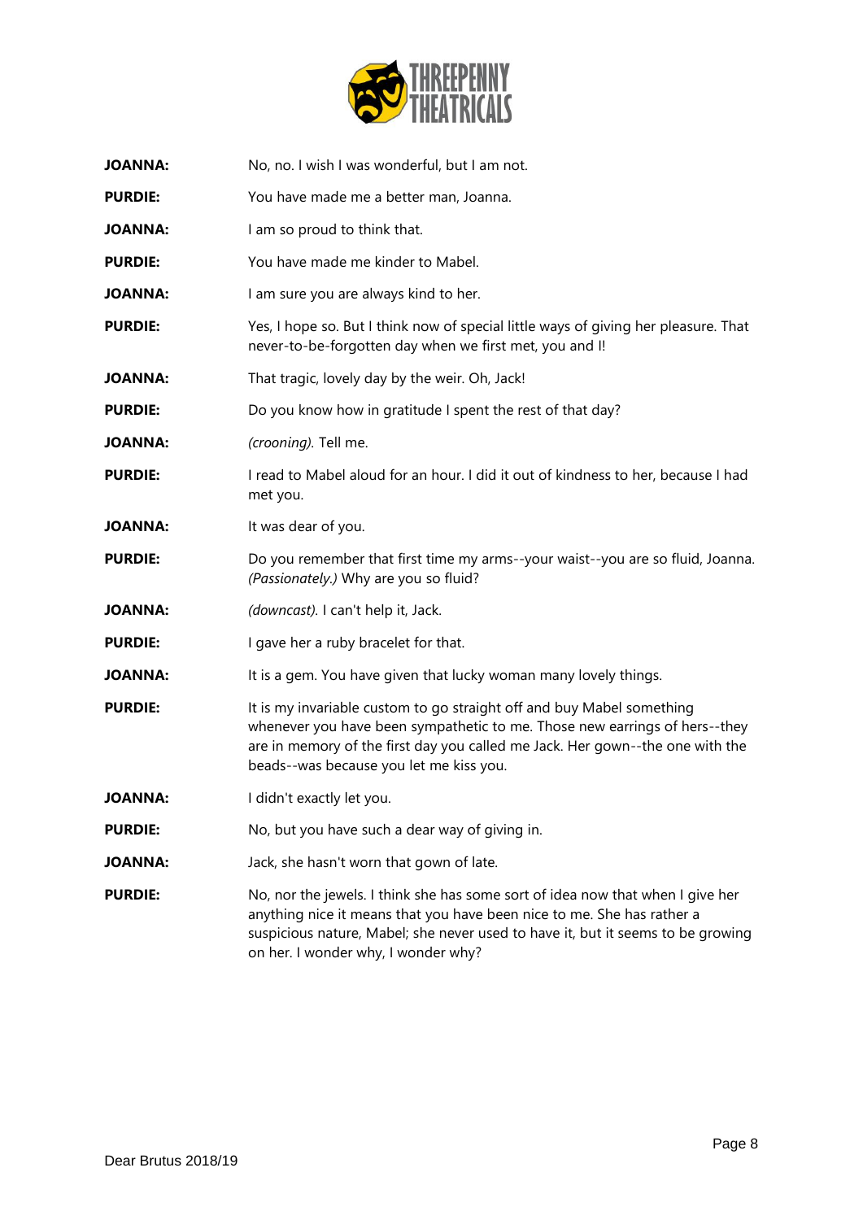**JOANNA:** No, no. I wish I was wonderful, but I am not.

**PURDIE:** You have made me a better man, Joanna.

**JOANNA:** I am so proud to think that.

**PURDIE:** You have made me kinder to Mabel.

**JOANNA:** I am sure you are always kind to her.

**PURDIE:** Yes, I hope so. But I think now of special little ways of giving her pleasure. That never-to-be-forgotten day when we first met, you and I!

**JOANNA:** That tragic, lovely day by the weir. Oh, Jack!

**PURDIE:** Do you know how in gratitude I spent the rest of that day?

**JOANNA:** *(crooning).* Tell me.

**PURDIE:** I read to Mabel aloud for an hour. I did it out of kindness to her, because I had met you.

**JOANNA:** It was dear of you.

**PURDIE:** Do you remember that first time my arms--your waist--you are so fluid, Joanna. *(Passionately.)* Why are you so fluid?

**JOANNA:** *(downcast).* I can't help it, Jack.

**PURDIE:** I gave her a ruby bracelet for that.

**JOANNA:** It is a gem. You have given that lucky woman many lovely things.

**PURDIE:** It is my invariable custom to go straight off and buy Mabel something whenever you have been sympathetic to me. Those new earrings of hers--they are in memory of the first day you called me Jack. Her gown--the one with the beads--was because you let me kiss you.

**JOANNA:** I didn't exactly let you.

**PURDIE:** No, but you have such a dear way of giving in.

**JOANNA:** Jack, she hasn't worn that gown of late.

**PURDIE:** No, nor the jewels. I think she has some sort of idea now that when I give her anything nice it means that you have been nice to me. She has rather a suspicious nature, Mabel; she never used to have it, but it seems to be growing on her. I wonder why, I wonder why?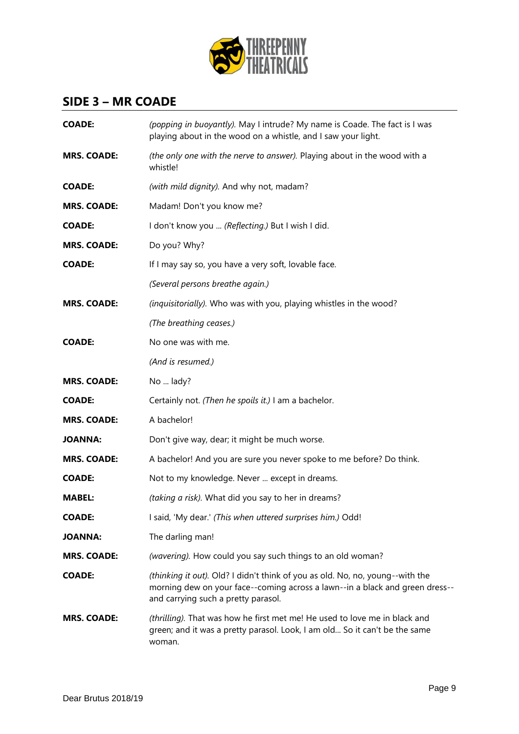## SIDE 3 – MR COADE

| | |
|---|---|
| **COADE:** | *(popping in buoyantly).* May I intrude? My name is Coade. The fact is I was playing about in the wood on a whistle, and I saw your light. |
| **MRS. COADE:** | *(the only one with the nerve to answer).* Playing about in the wood with a whistle! |
| **COADE:** | *(with mild dignity).* And why not, madam? |
| **MRS. COADE:** | Madam! Don't you know me? |
| **COADE:** | I don't know you ... *(Reflecting.)* But I wish I did. |
| **MRS. COADE:** | Do you? Why? |
| **COADE:** | If I may say so, you have a very soft, lovable face. |
| | *(Several persons breathe again.)* |
| **MRS. COADE:** | *(inquisitorially).* Who was with you, playing whistles in the wood? |
| | *(The breathing ceases.)* |
| **COADE:** | No one was with me. |
| | *(And is resumed.)* |
| **MRS. COADE:** | No ... lady? |
| **COADE:** | Certainly not. *(Then he spoils it.)* I am a bachelor. |
| **MRS. COADE:** | A bachelor! |
| **JOANNA:** | Don't give way, dear; it might be much worse. |
| **MRS. COADE:** | A bachelor! And you are sure you never spoke to me before? Do think. |
| **COADE:** | Not to my knowledge. Never ... except in dreams. |
| **MABEL:** | *(taking a risk).* What did you say to her in dreams? |
| **COADE:** | I said, 'My dear.' *(This when uttered surprises him.)* Odd! |
| **JOANNA:** | The darling man! |
| **MRS. COADE:** | *(wavering).* How could you say such things to an old woman? |
| **COADE:** | *(thinking it out).* Old? I didn't think of you as old. No, no, young--with the morning dew on your face--coming across a lawn--in a black and green dress--and carrying such a pretty parasol. |
| **MRS. COADE:** | *(thrilling).* That was how he first met me! He used to love me in black and green; and it was a pretty parasol. Look, I am old... So it can't be the same woman. |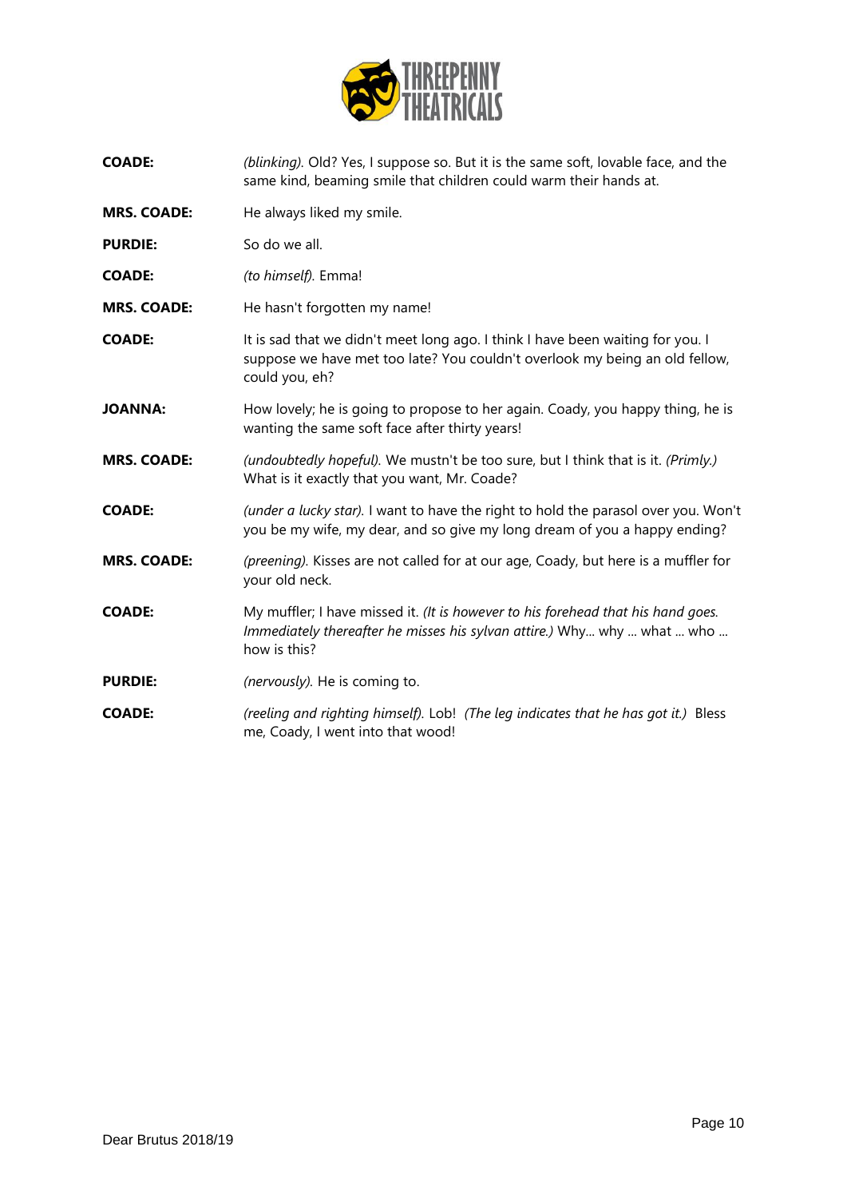**COADE:** *(blinking).* Old? Yes, I suppose so. But it is the same soft, lovable face, and the same kind, beaming smile that children could warm their hands at.

**MRS. COADE:** He always liked my smile.

**PURDIE:** So do we all.

**COADE:** *(to himself).* Emma!

**MRS. COADE:** He hasn't forgotten my name!

**COADE:** It is sad that we didn't meet long ago. I think I have been waiting for you. I suppose we have met too late? You couldn't overlook my being an old fellow, could you, eh?

**JOANNA:** How lovely; he is going to propose to her again. Coady, you happy thing, he is wanting the same soft face after thirty years!

**MRS. COADE:** *(undoubtedly hopeful).* We mustn't be too sure, but I think that is it. *(Primly.)* What is it exactly that you want, Mr. Coade?

**COADE:** *(under a lucky star).* I want to have the right to hold the parasol over you. Won't you be my wife, my dear, and so give my long dream of you a happy ending?

**MRS. COADE:** *(preening).* Kisses are not called for at our age, Coady, but here is a muffler for your old neck.

**COADE:** My muffler; I have missed it. *(It is however to his forehead that his hand goes. Immediately thereafter he misses his sylvan attire.)* Why... why ... what ... who ... how is this?

**PURDIE:** *(nervously).* He is coming to.

**COADE:** *(reeling and righting himself).* Lob! *(The leg indicates that he has got it.)* Bless me, Coady, I went into that wood!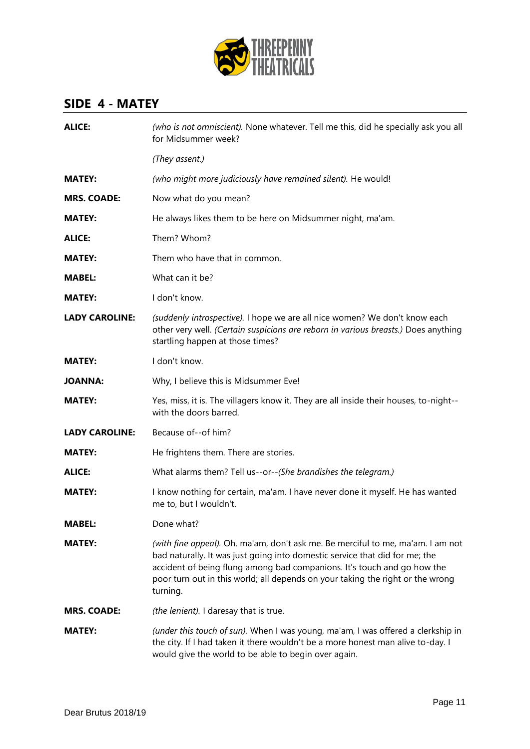## SIDE 4 - MATEY

**ALICE:** *(who is not omniscient).* None whatever. Tell me this, did he specially ask you all for Midsummer week?

*(They assent.)*

**MATEY:** *(who might more judiciously have remained silent).* He would!

**MRS. COADE:** Now what do you mean?

**MATEY:** He always likes them to be here on Midsummer night, ma'am.

**ALICE:** Them? Whom?

**MATEY:** Them who have that in common.

**MABEL:** What can it be?

**MATEY:** I don't know.

**LADY CAROLINE:** *(suddenly introspective).* I hope we are all nice women? We don't know each other very well. *(Certain suspicions are reborn in various breasts.)* Does anything startling happen at those times?

**MATEY:** I don't know.

**JOANNA:** Why, I believe this is Midsummer Eve!

**MATEY:** Yes, miss, it is. The villagers know it. They are all inside their houses, to-night--with the doors barred.

**LADY CAROLINE:** Because of--of him?

**MATEY:** He frightens them. There are stories.

**ALICE:** What alarms them? Tell us--or--*(She brandishes the telegram.)*

**MATEY:** I know nothing for certain, ma'am. I have never done it myself. He has wanted me to, but I wouldn't.

**MABEL:** Done what?

**MATEY:** *(with fine appeal).* Oh. ma'am, don't ask me. Be merciful to me, ma'am. I am not bad naturally. It was just going into domestic service that did for me; the accident of being flung among bad companions. It's touch and go how the poor turn out in this world; all depends on your taking the right or the wrong turning.

**MRS. COADE:** *(the lenient).* I daresay that is true.

**MATEY:** *(under this touch of sun).* When I was young, ma'am, I was offered a clerkship in the city. If I had taken it there wouldn't be a more honest man alive to-day. I would give the world to be able to begin over again.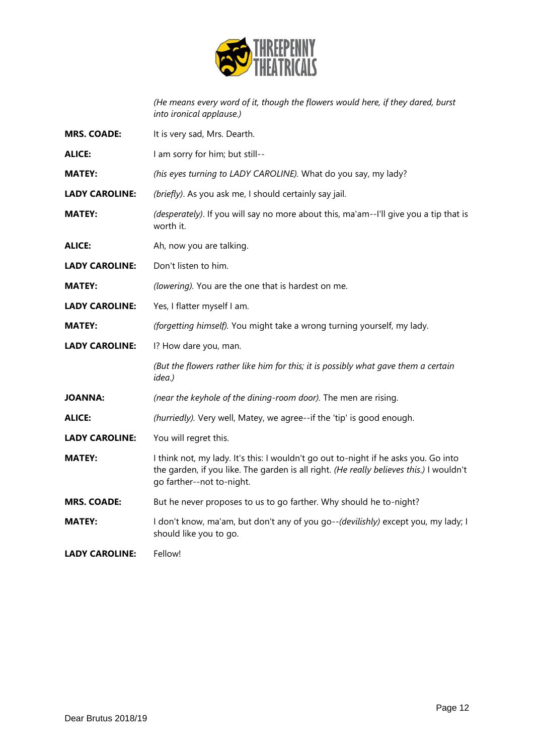*(He means every word of it, though the flowers would here, if they dared, burst into ironical applause.)*

**MRS. COADE:** It is very sad, Mrs. Dearth.

**ALICE:** I am sorry for him; but still--

**MATEY:** *(his eyes turning to LADY CAROLINE).* What do you say, my lady?

**LADY CAROLINE:** *(briefly).* As you ask me, I should certainly say jail.

**MATEY:** *(desperately).* If you will say no more about this, ma'am--I'll give you a tip that is worth it.

**ALICE:** Ah, now you are talking.

**LADY CAROLINE:** Don't listen to him.

**MATEY:** *(lowering).* You are the one that is hardest on me.

**LADY CAROLINE:** Yes, I flatter myself I am.

**MATEY:** *(forgetting himself).* You might take a wrong turning yourself, my lady.

**LADY CAROLINE:** I? How dare you, man.

*(But the flowers rather like him for this; it is possibly what gave them a certain idea.)*

**JOANNA:** *(near the keyhole of the dining-room door).* The men are rising.

**ALICE:** *(hurriedly).* Very well, Matey, we agree--if the 'tip' is good enough.

**LADY CAROLINE:** You will regret this.

**MATEY:** I think not, my lady. It's this: I wouldn't go out to-night if he asks you. Go into the garden, if you like. The garden is all right. *(He really believes this.)* I wouldn't go farther--not to-night.

**MRS. COADE:** But he never proposes to us to go farther. Why should he to-night?

**MATEY:** I don't know, ma'am, but don't any of you go--*(devilishly)* except you, my lady; I should like you to go.

**LADY CAROLINE:** Fellow!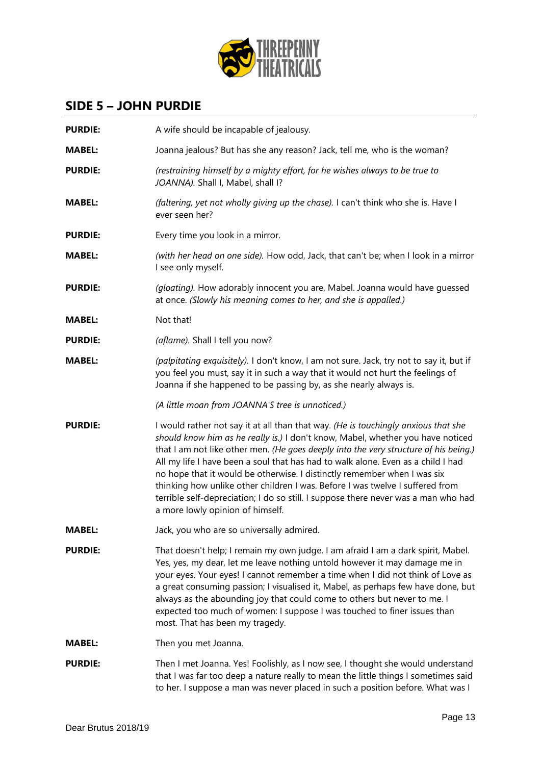## SIDE 5 – JOHN PURDIE

**PURDIE:** A wife should be incapable of jealousy.

**MABEL:** Joanna jealous? But has she any reason? Jack, tell me, who is the woman?

**PURDIE:** *(restraining himself by a mighty effort, for he wishes always to be true to JOANNA).* Shall I, Mabel, shall I?

**MABEL:** *(faltering, yet not wholly giving up the chase).* I can't think who she is. Have I ever seen her?

**PURDIE:** Every time you look in a mirror.

**MABEL:** *(with her head on one side).* How odd, Jack, that can't be; when I look in a mirror I see only myself.

**PURDIE:** *(gloating).* How adorably innocent you are, Mabel. Joanna would have guessed at once. *(Slowly his meaning comes to her, and she is appalled.)*

**MABEL:** Not that!

**PURDIE:** *(aflame).* Shall I tell you now?

**MABEL:** *(palpitating exquisitely).* I don't know, I am not sure. Jack, try not to say it, but if you feel you must, say it in such a way that it would not hurt the feelings of Joanna if she happened to be passing by, as she nearly always is.

*(A little moan from JOANNA'S tree is unnoticed.)*

**PURDIE:** I would rather not say it at all than that way. *(He is touchingly anxious that she should know him as he really is.)* I don't know, Mabel, whether you have noticed that I am not like other men. *(He goes deeply into the very structure of his being.)* All my life I have been a soul that has had to walk alone. Even as a child I had no hope that it would be otherwise. I distinctly remember when I was six thinking how unlike other children I was. Before I was twelve I suffered from terrible self-depreciation; I do so still. I suppose there never was a man who had a more lowly opinion of himself.

**MABEL:** Jack, you who are so universally admired.

**PURDIE:** That doesn't help; I remain my own judge. I am afraid I am a dark spirit, Mabel. Yes, yes, my dear, let me leave nothing untold however it may damage me in your eyes. Your eyes! I cannot remember a time when I did not think of Love as a great consuming passion; I visualised it, Mabel, as perhaps few have done, but always as the abounding joy that could come to others but never to me. I expected too much of women: I suppose I was touched to finer issues than most. That has been my tragedy.

**MABEL:** Then you met Joanna.

**PURDIE:** Then I met Joanna. Yes! Foolishly, as I now see, I thought she would understand that I was far too deep a nature really to mean the little things I sometimes said to her. I suppose a man was never placed in such a position before. What was I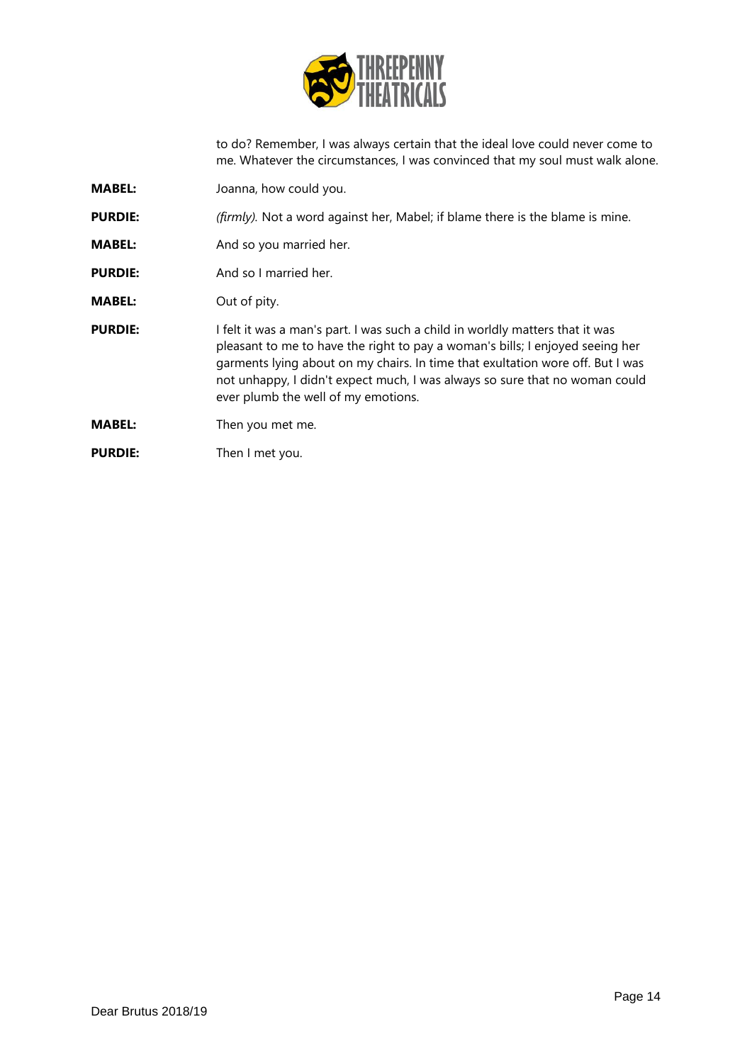to do? Remember, I was always certain that the ideal love could never come to me. Whatever the circumstances, I was convinced that my soul must walk alone.

**MABEL:** Joanna, how could you.

**PURDIE:** *(firmly).* Not a word against her, Mabel; if blame there is the blame is mine.

**MABEL:** And so you married her.

**PURDIE:** And so I married her.

**MABEL:** Out of pity.

**PURDIE:** I felt it was a man's part. I was such a child in worldly matters that it was pleasant to me to have the right to pay a woman's bills; I enjoyed seeing her garments lying about on my chairs. In time that exultation wore off. But I was not unhappy, I didn't expect much, I was always so sure that no woman could ever plumb the well of my emotions.

**MABEL:** Then you met me.

**PURDIE:** Then I met you.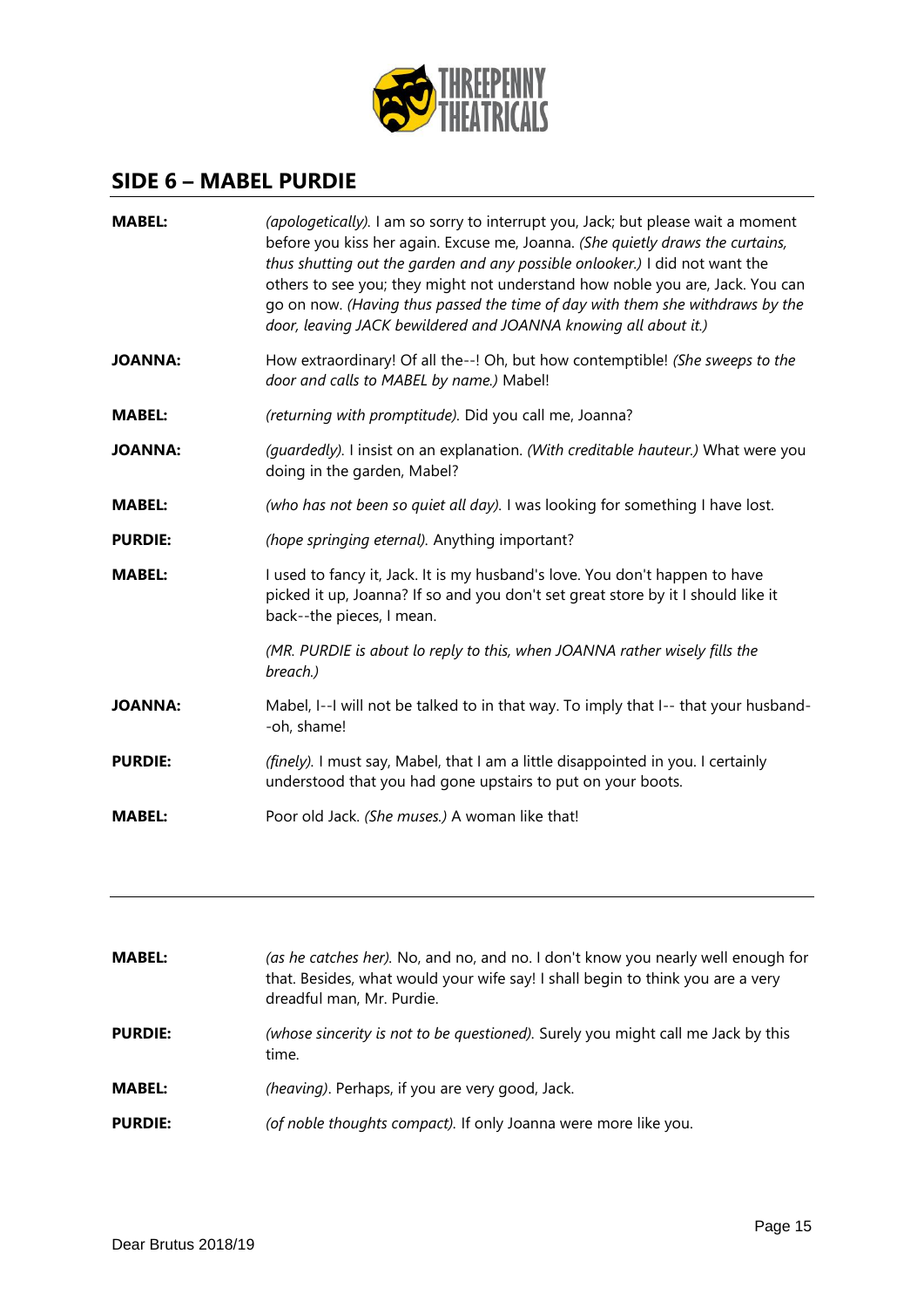## SIDE 6 – MABEL PURDIE

**MABEL:** *(apologetically).* I am so sorry to interrupt you, Jack; but please wait a moment before you kiss her again. Excuse me, Joanna. *(She quietly draws the curtains, thus shutting out the garden and any possible onlooker.)* I did not want the others to see you; they might not understand how noble you are, Jack. You can go on now. *(Having thus passed the time of day with them she withdraws by the door, leaving JACK bewildered and JOANNA knowing all about it.)*

**JOANNA:** How extraordinary! Of all the--! Oh, but how contemptible! *(She sweeps to the door and calls to MABEL by name.)* Mabel!

**MABEL:** *(returning with promptitude).* Did you call me, Joanna?

**JOANNA:** *(guardedly).* I insist on an explanation. *(With creditable hauteur.)* What were you doing in the garden, Mabel?

**MABEL:** *(who has not been so quiet all day).* I was looking for something I have lost.

**PURDIE:** *(hope springing eternal).* Anything important?

**MABEL:** I used to fancy it, Jack. It is my husband's love. You don't happen to have picked it up, Joanna? If so and you don't set great store by it I should like it back--the pieces, I mean.

*(MR. PURDIE is about lo reply to this, when JOANNA rather wisely fills the breach.)*

**JOANNA:** Mabel, I--I will not be talked to in that way. To imply that I-- that your husband--oh, shame!

**PURDIE:** *(finely).* I must say, Mabel, that I am a little disappointed in you. I certainly understood that you had gone upstairs to put on your boots.

**MABEL:** Poor old Jack. *(She muses.)* A woman like that!

---

**MABEL:** *(as he catches her).* No, and no, and no. I don't know you nearly well enough for that. Besides, what would your wife say! I shall begin to think you are a very dreadful man, Mr. Purdie.

**PURDIE:** *(whose sincerity is not to be questioned).* Surely you might call me Jack by this time.

**MABEL:** *(heaving)*. Perhaps, if you are very good, Jack.

**PURDIE:** *(of noble thoughts compact).* If only Joanna were more like you.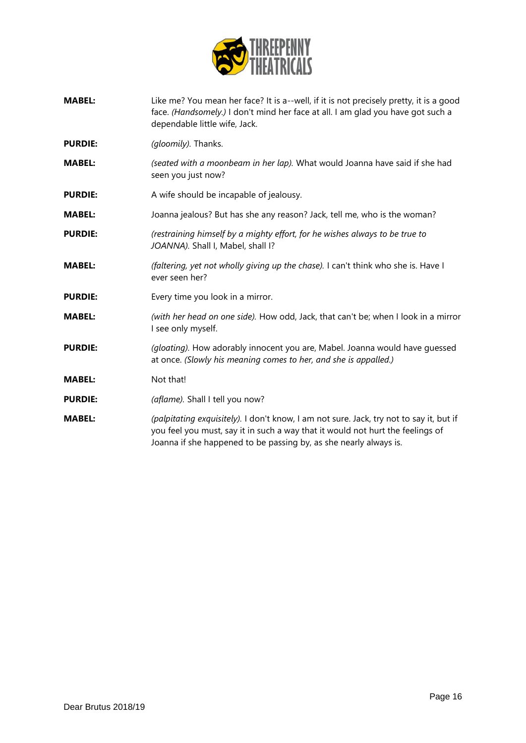**MABEL:** Like me? You mean her face? It is a--well, if it is not precisely pretty, it is a good face. *(Handsomely.)* I don't mind her face at all. I am glad you have got such a dependable little wife, Jack.

**PURDIE:** *(gloomily).* Thanks.

**MABEL:** *(seated with a moonbeam in her lap).* What would Joanna have said if she had seen you just now?

**PURDIE:** A wife should be incapable of jealousy.

**MABEL:** Joanna jealous? But has she any reason? Jack, tell me, who is the woman?

**PURDIE:** *(restraining himself by a mighty effort, for he wishes always to be true to JOANNA).* Shall I, Mabel, shall I?

**MABEL:** *(faltering, yet not wholly giving up the chase).* I can't think who she is. Have I ever seen her?

**PURDIE:** Every time you look in a mirror.

**MABEL:** *(with her head on one side).* How odd, Jack, that can't be; when I look in a mirror I see only myself.

**PURDIE:** *(gloating).* How adorably innocent you are, Mabel. Joanna would have guessed at once. *(Slowly his meaning comes to her, and she is appalled.)*

**MABEL:** Not that!

**PURDIE:** *(aflame).* Shall I tell you now?

**MABEL:** *(palpitating exquisitely).* I don't know, I am not sure. Jack, try not to say it, but if you feel you must, say it in such a way that it would not hurt the feelings of Joanna if she happened to be passing by, as she nearly always is.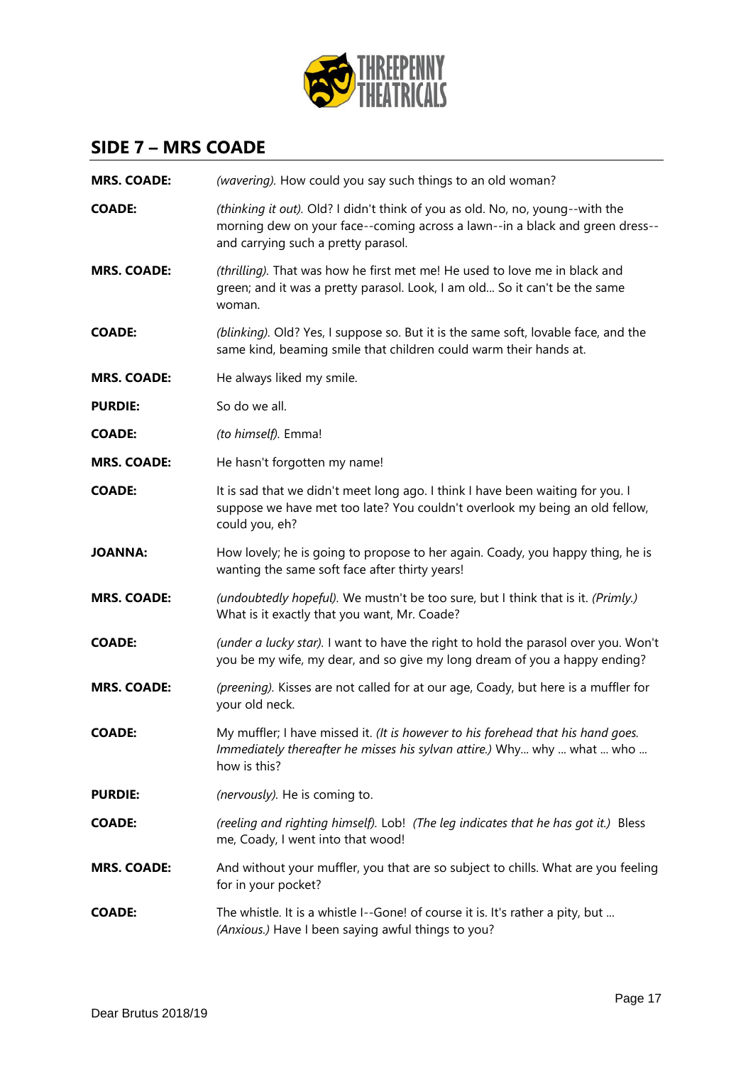## SIDE 7 – MRS COADE

**MRS. COADE:** *(wavering).* How could you say such things to an old woman?

**COADE:** *(thinking it out).* Old? I didn't think of you as old. No, no, young--with the morning dew on your face--coming across a lawn--in a black and green dress--and carrying such a pretty parasol.

**MRS. COADE:** *(thrilling).* That was how he first met me! He used to love me in black and green; and it was a pretty parasol. Look, I am old... So it can't be the same woman.

**COADE:** *(blinking).* Old? Yes, I suppose so. But it is the same soft, lovable face, and the same kind, beaming smile that children could warm their hands at.

**MRS. COADE:** He always liked my smile.

**PURDIE:** So do we all.

**COADE:** *(to himself).* Emma!

**MRS. COADE:** He hasn't forgotten my name!

**COADE:** It is sad that we didn't meet long ago. I think I have been waiting for you. I suppose we have met too late? You couldn't overlook my being an old fellow, could you, eh?

**JOANNA:** How lovely; he is going to propose to her again. Coady, you happy thing, he is wanting the same soft face after thirty years!

**MRS. COADE:** *(undoubtedly hopeful).* We mustn't be too sure, but I think that is it. *(Primly.)* What is it exactly that you want, Mr. Coade?

**COADE:** *(under a lucky star).* I want to have the right to hold the parasol over you. Won't you be my wife, my dear, and so give my long dream of you a happy ending?

**MRS. COADE:** *(preening).* Kisses are not called for at our age, Coady, but here is a muffler for your old neck.

**COADE:** My muffler; I have missed it. *(It is however to his forehead that his hand goes. Immediately thereafter he misses his sylvan attire.)* Why... why ... what ... who ... how is this?

**PURDIE:** *(nervously).* He is coming to.

**COADE:** *(reeling and righting himself).* Lob! *(The leg indicates that he has got it.)* Bless me, Coady, I went into that wood!

**MRS. COADE:** And without your muffler, you that are so subject to chills. What are you feeling for in your pocket?

**COADE:** The whistle. It is a whistle I--Gone! of course it is. It's rather a pity, but ... *(Anxious.)* Have I been saying awful things to you?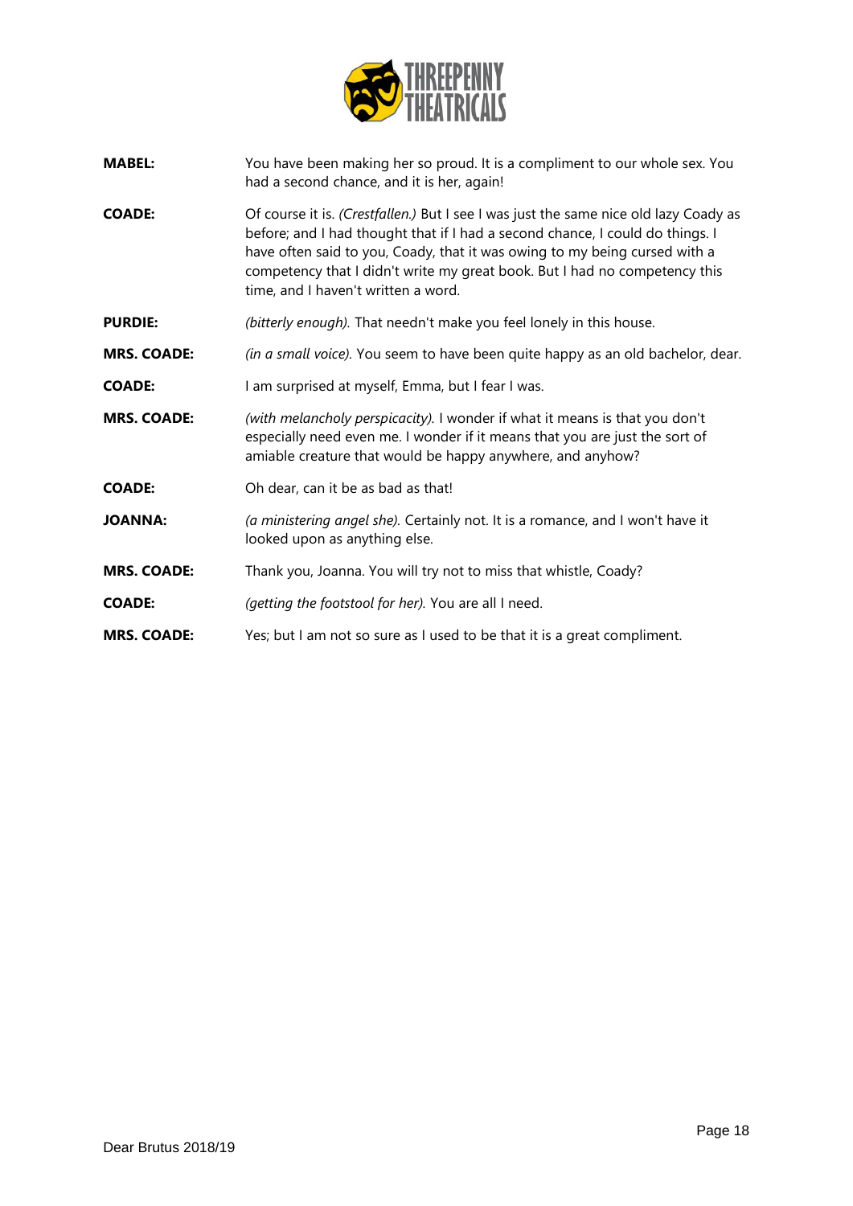**MABEL:** You have been making her so proud. It is a compliment to our whole sex. You had a second chance, and it is her, again!

**COADE:** Of course it is. *(Crestfallen.)* But I see I was just the same nice old lazy Coady as before; and I had thought that if I had a second chance, I could do things. I have often said to you, Coady, that it was owing to my being cursed with a competency that I didn't write my great book. But I had no competency this time, and I haven't written a word.

**PURDIE:** *(bitterly enough).* That needn't make you feel lonely in this house.

**MRS. COADE:** *(in a small voice).* You seem to have been quite happy as an old bachelor, dear.

**COADE:** I am surprised at myself, Emma, but I fear I was.

**MRS. COADE:** *(with melancholy perspicacity).* I wonder if what it means is that you don't especially need even me. I wonder if it means that you are just the sort of amiable creature that would be happy anywhere, and anyhow?

**COADE:** Oh dear, can it be as bad as that!

**JOANNA:** *(a ministering angel she).* Certainly not. It is a romance, and I won't have it looked upon as anything else.

**MRS. COADE:** Thank you, Joanna. You will try not to miss that whistle, Coady?

**COADE:** *(getting the footstool for her).* You are all I need.

**MRS. COADE:** Yes; but I am not so sure as I used to be that it is a great compliment.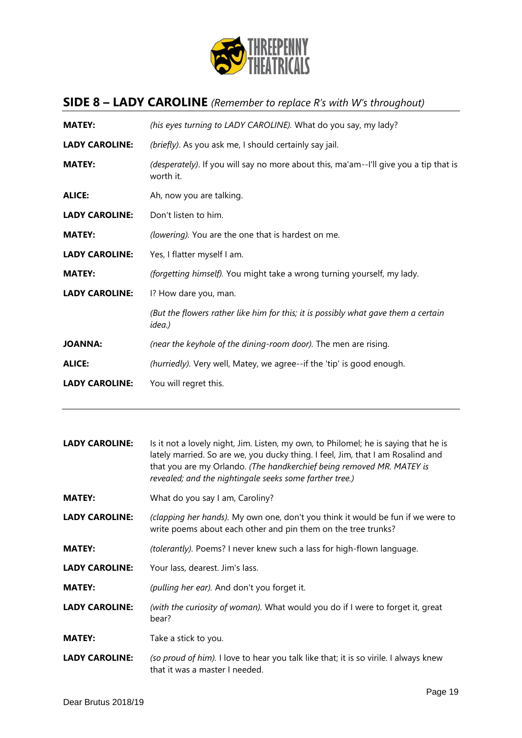## SIDE 8 – LADY CAROLINE *(Remember to replace R's with W's throughout)*

| | |
|---|---|
| **MATEY:** | *(his eyes turning to LADY CAROLINE).* What do you say, my lady? |
| **LADY CAROLINE:** | *(briefly)*. As you ask me, I should certainly say jail. |
| **MATEY:** | *(desperately)*. If you will say no more about this, ma'am--I'll give you a tip that is worth it. |
| **ALICE:** | Ah, now you are talking. |
| **LADY CAROLINE:** | Don't listen to him. |
| **MATEY:** | *(lowering).* You are the one that is hardest on me. |
| **LADY CAROLINE:** | Yes, I flatter myself I am. |
| **MATEY:** | *(forgetting himself).* You might take a wrong turning yourself, my lady. |
| **LADY CAROLINE:** | I? How dare you, man. |
| | *(But the flowers rather like him for this; it is possibly what gave them a certain idea.)* |
| **JOANNA:** | *(near the keyhole of the dining-room door).* The men are rising. |
| **ALICE:** | *(hurriedly).* Very well, Matey, we agree--if the 'tip' is good enough. |
| **LADY CAROLINE:** | You will regret this. |

---

| | |
|---|---|
| **LADY CAROLINE:** | Is it not a lovely night, Jim. Listen, my own, to Philomel; he is saying that he is lately married. So are we, you ducky thing. I feel, Jim, that I am Rosalind and that you are my Orlando. *(The handkerchief being removed MR. MATEY is revealed; and the nightingale seeks some farther tree.)* |
| **MATEY:** | What do you say I am, Caroliny? |
| **LADY CAROLINE:** | *(clapping her hands).* My own one, don't you think it would be fun if we were to write poems about each other and pin them on the tree trunks? |
| **MATEY:** | *(tolerantly).* Poems? I never knew such a lass for high-flown language. |
| **LADY CAROLINE:** | Your lass, dearest. Jim's lass. |
| **MATEY:** | *(pulling her ear).* And don't you forget it. |
| **LADY CAROLINE:** | *(with the curiosity of woman).* What would you do if I were to forget it, great bear? |
| **MATEY:** | Take a stick to you. |
| **LADY CAROLINE:** | *(so proud of him).* I love to hear you talk like that; it is so virile. I always knew that it was a master I needed. |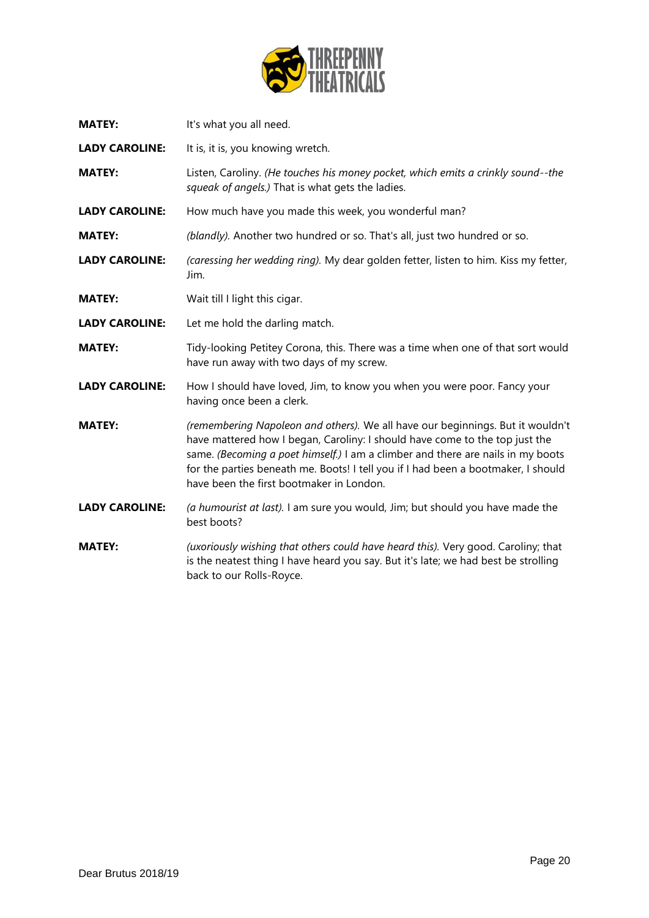**MATEY:** It's what you all need.

**LADY CAROLINE:** It is, it is, you knowing wretch.

**MATEY:** Listen, Caroliny. *(He touches his money pocket, which emits a crinkly sound--the squeak of angels.)* That is what gets the ladies.

**LADY CAROLINE:** How much have you made this week, you wonderful man?

**MATEY:** *(blandly).* Another two hundred or so. That's all, just two hundred or so.

**LADY CAROLINE:** *(caressing her wedding ring).* My dear golden fetter, listen to him. Kiss my fetter, Jim.

**MATEY:** Wait till I light this cigar.

**LADY CAROLINE:** Let me hold the darling match.

**MATEY:** Tidy-looking Petitey Corona, this. There was a time when one of that sort would have run away with two days of my screw.

**LADY CAROLINE:** How I should have loved, Jim, to know you when you were poor. Fancy your having once been a clerk.

**MATEY:** *(remembering Napoleon and others).* We all have our beginnings. But it wouldn't have mattered how I began, Caroliny: I should have come to the top just the same. *(Becoming a poet himself.)* I am a climber and there are nails in my boots for the parties beneath me. Boots! I tell you if I had been a bootmaker, I should have been the first bootmaker in London.

**LADY CAROLINE:** *(a humourist at last).* I am sure you would, Jim; but should you have made the best boots?

**MATEY:** *(uxoriously wishing that others could have heard this).* Very good. Caroliny; that is the neatest thing I have heard you say. But it's late; we had best be strolling back to our Rolls-Royce.